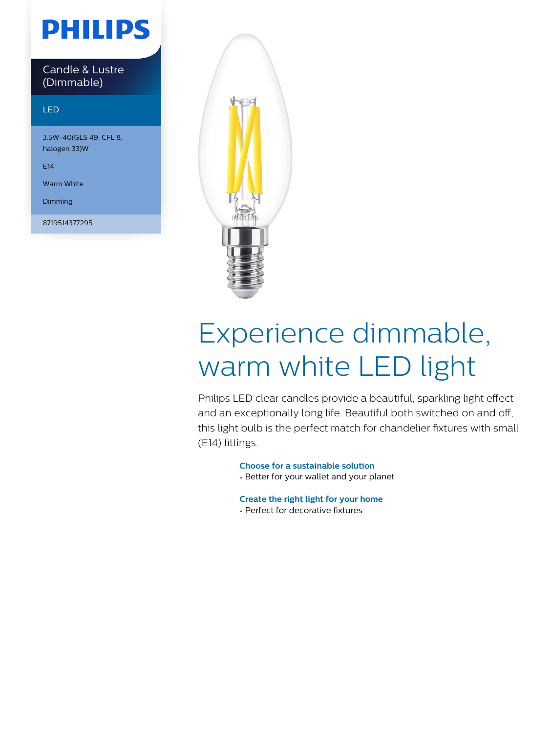# PHILIPS

Candle & Lustre (Dimmable)

LED

3.5W-40(GLS 49, CFL 8, halogen 33)W

E14

Warm White

Dimming

8719514377295

# Experience dimmable, warm white LED light

Philips LED clear candles provide a beautiful, sparkling light effect and an exceptionally long life. Beautiful both switched on and off, this light bulb is the perfect match for chandelier fixtures with small (E14) fittings.

**Choose for a sustainable solution**

- Better for your wallet and your planet

**Create the right light for your home**

- Perfect for decorative fixtures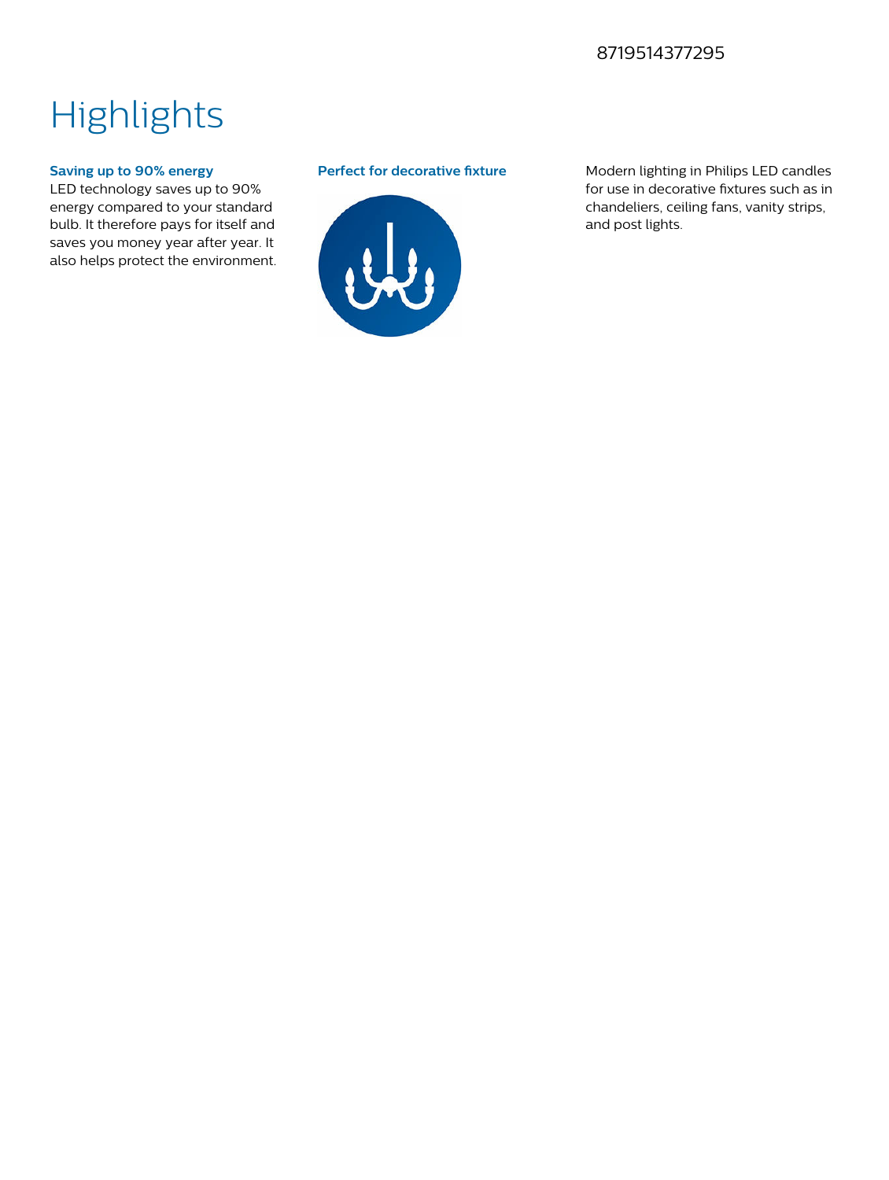8719514377295

# Highlights

### Saving up to 90% energy

LED technology saves up to 90% energy compared to your standard bulb. It therefore pays for itself and saves you money year after year. It also helps protect the environment.

### Perfect for decorative fixture

Modern lighting in Philips LED candles for use in decorative fixtures such as in chandeliers, ceiling fans, vanity strips, and post lights.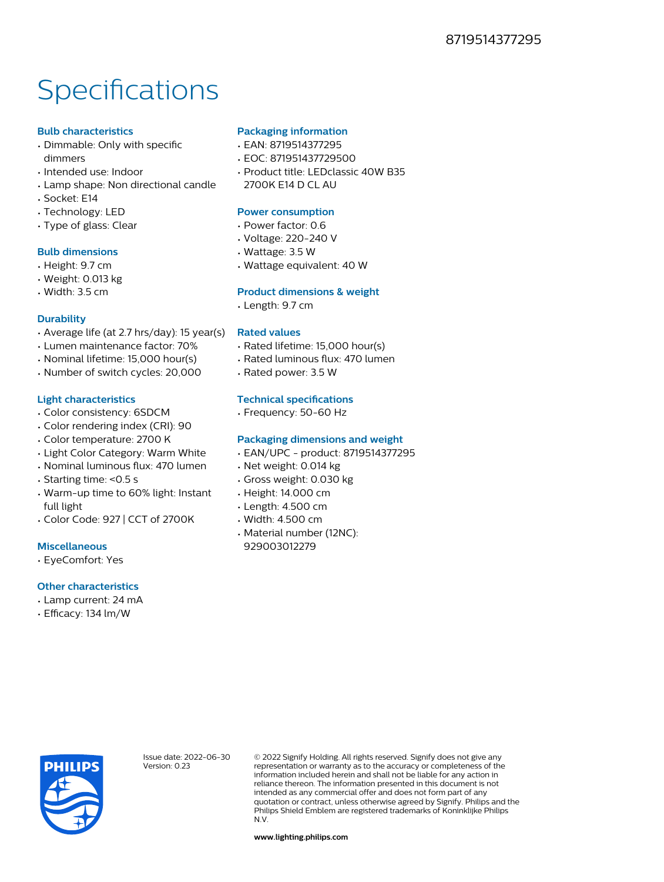8719514377295

# Specifications

### Bulb characteristics

- Dimmable: Only with specific dimmers
- Intended use: Indoor
- Lamp shape: Non directional candle
- Socket: E14
- Technology: LED
- Type of glass: Clear

### Bulb dimensions

- Height: 9.7 cm
- Weight: 0.013 kg
- Width: 3.5 cm

### Durability

- Average life (at 2.7 hrs/day): 15 year(s)
- Lumen maintenance factor: 70%
- Nominal lifetime: 15,000 hour(s)
- Number of switch cycles: 20,000

### Light characteristics

- Color consistency: 6SDCM
- Color rendering index (CRI): 90
- Color temperature: 2700 K
- Light Color Category: Warm White
- Nominal luminous flux: 470 lumen
- Starting time: <0.5 s
- Warm-up time to 60% light: Instant full light
- Color Code: 927 | CCT of 2700K

### Miscellaneous

- EyeComfort: Yes

### Other characteristics

- Lamp current: 24 mA
- Efficacy: 134 lm/W

### Packaging information

- EAN: 8719514377295
- EOC: 871951437729500
- Product title: LEDclassic 40W B35 2700K E14 D CL AU

### Power consumption

- Power factor: 0.6
- Voltage: 220-240 V
- Wattage: 3.5 W
- Wattage equivalent: 40 W

### Product dimensions & weight

- Length: 9.7 cm

### Rated values

- Rated lifetime: 15,000 hour(s)
- Rated luminous flux: 470 lumen
- Rated power: 3.5 W

### Technical specifications

- Frequency: 50-60 Hz

### Packaging dimensions and weight

- EAN/UPC - product: 8719514377295
- Net weight: 0.014 kg
- Gross weight: 0.030 kg
- Height: 14.000 cm
- Length: 4.500 cm
- Width: 4.500 cm
- Material number (12NC): 929003012279

Issue date: 2022-06-30
Version: 0.23

© 2022 Signify Holding. All rights reserved. Signify does not give any representation or warranty as to the accuracy or completeness of the information included herein and shall not be liable for any action in reliance thereon. The information presented in this document is not intended as any commercial offer and does not form part of any quotation or contract, unless otherwise agreed by Signify. Philips and the Philips Shield Emblem are registered trademarks of Koninklijke Philips N.V.

**www.lighting.philips.com**